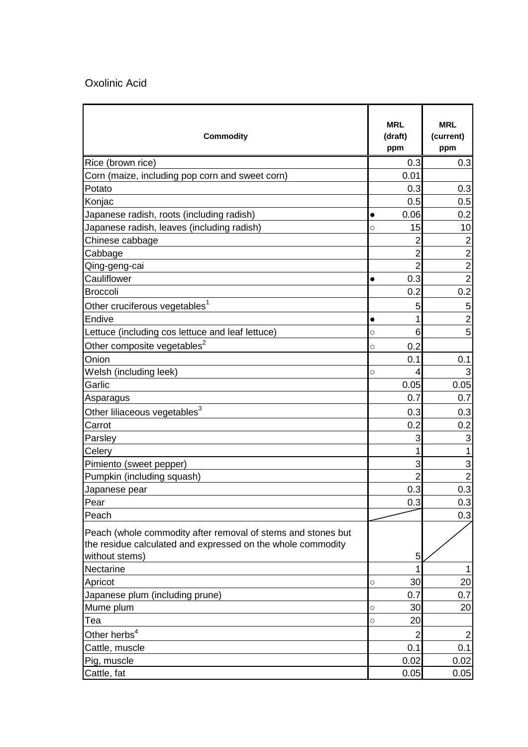Oxolinic Acid

| Commodity | MRL (draft) ppm | MRL (current) ppm |
|---|---|---|
| Rice (brown rice) | 0.3 | 0.3 |
| Corn (maize, including pop corn and sweet corn) | 0.01 | |
| Potato | 0.3 | 0.3 |
| Konjac | 0.5 | 0.5 |
| Japanese radish, roots (including radish) | ● 0.06 | 0.2 |
| Japanese radish, leaves (including radish) | ○ 15 | 10 |
| Chinese cabbage | 2 | 2 |
| Cabbage | 2 | 2 |
| Qing-geng-cai | 2 | 2 |
| Cauliflower | ● 0.3 | 2 |
| Broccoli | 0.2 | 0.2 |
| Other cruciferous vegetables[1] | 5 | 5 |
| Endive | ● 1 | 2 |
| Lettuce (including cos lettuce and leaf lettuce) | ○ 6 | 5 |
| Other composite vegetables[2] | ○ 0.2 | |
| Onion | 0.1 | 0.1 |
| Welsh (including leek) | ○ 4 | 3 |
| Garlic | 0.05 | 0.05 |
| Asparagus | 0.7 | 0.7 |
| Other liliaceous vegetables[3] | 0.3 | 0.3 |
| Carrot | 0.2 | 0.2 |
| Parsley | 3 | 3 |
| Celery | 1 | 1 |
| Pimiento (sweet pepper) | 3 | 3 |
| Pumpkin (including squash) | 2 | 2 |
| Japanese pear | 0.3 | 0.3 |
| Pear | 0.3 | 0.3 |
| Peach | | 0.3 |
| Peach (whole commodity after removal of stems and stones but the residue calculated and expressed on the whole commodity without stems) | 5 | |
| Nectarine | 1 | 1 |
| Apricot | ○ 30 | 20 |
| Japanese plum (including prune) | 0.7 | 0.7 |
| Mume plum | ○ 30 | 20 |
| Tea | ○ 20 | |
| Other herbs[4] | 2 | 2 |
| Cattle, muscle | 0.1 | 0.1 |
| Pig, muscle | 0.02 | 0.02 |
| Cattle, fat | 0.05 | 0.05 |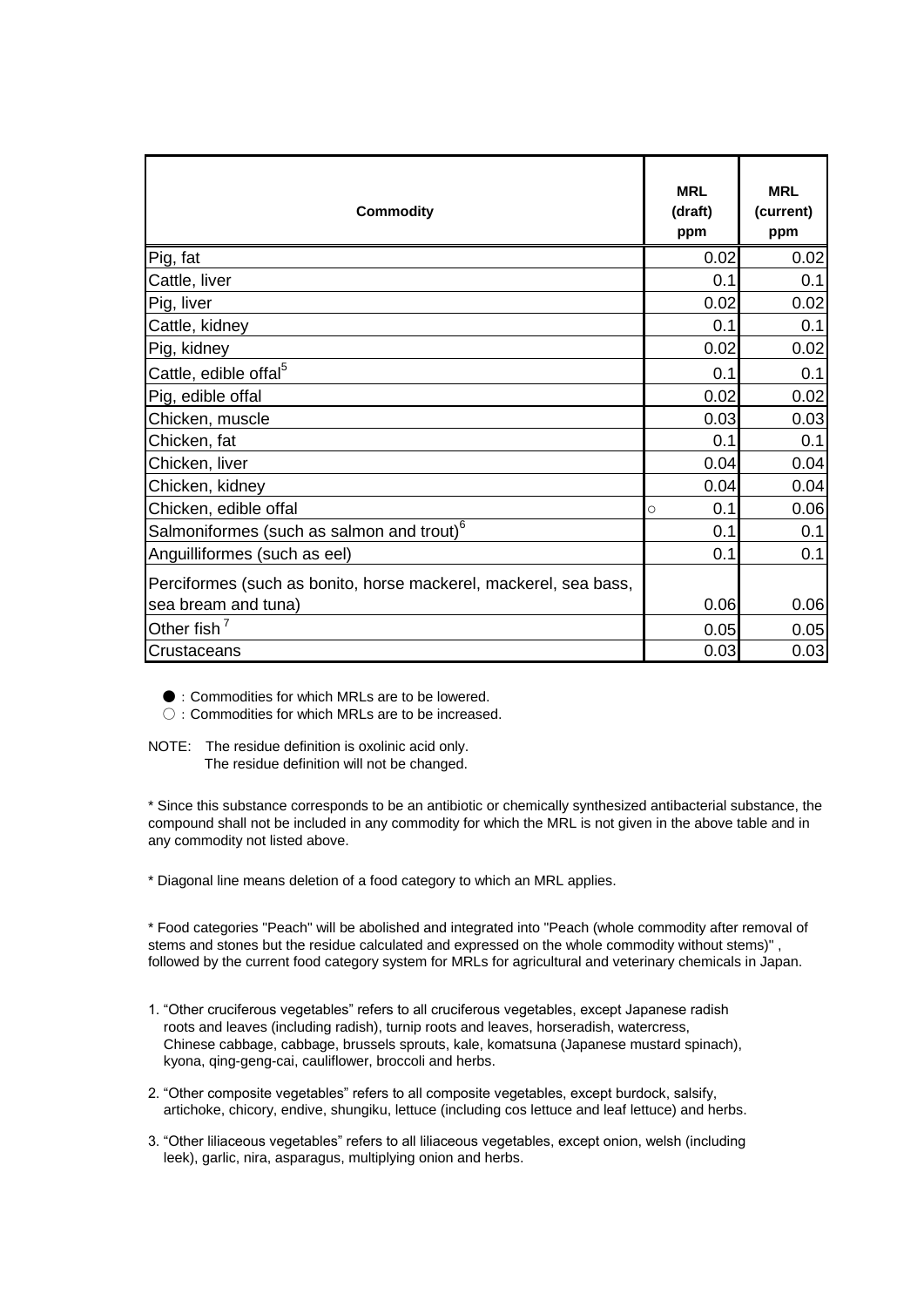| Commodity | | MRL (draft) ppm | MRL (current) ppm |
|---|---|---|---|
| Pig, fat | | 0.02 | 0.02 |
| Cattle, liver | | 0.1 | 0.1 |
| Pig, liver | | 0.02 | 0.02 |
| Cattle, kidney | | 0.1 | 0.1 |
| Pig, kidney | | 0.02 | 0.02 |
| Cattle, edible offal[5] | | 0.1 | 0.1 |
| Pig, edible offal | | 0.02 | 0.02 |
| Chicken, muscle | | 0.03 | 0.03 |
| Chicken, fat | | 0.1 | 0.1 |
| Chicken, liver | | 0.04 | 0.04 |
| Chicken, kidney | | 0.04 | 0.04 |
| Chicken, edible offal | ○ | 0.1 | 0.06 |
| Salmoniformes (such as salmon and trout)[6] | | 0.1 | 0.1 |
| Anguilliformes (such as eel) | | 0.1 | 0.1 |
| Perciformes (such as bonito, horse mackerel, mackerel, sea bass, sea bream and tuna) | | 0.06 | 0.06 |
| Other fish [7] | | 0.05 | 0.05 |
| Crustaceans | | 0.03 | 0.03 |

●：Commodities for which MRLs are to be lowered.
○：Commodities for which MRLs are to be increased.

NOTE: The residue definition is oxolinic acid only.
The residue definition will not be changed.

* Since this substance corresponds to be an antibiotic or chemically synthesized antibacterial substance, the compound shall not be included in any commodity for which the MRL is not given in the above table and in any commodity not listed above.

* Diagonal line means deletion of a food category to which an MRL applies.

* Food categories "Peach" will be abolished and integrated into "Peach (whole commodity after removal of stems and stones but the residue calculated and expressed on the whole commodity without stems)" , followed by the current food category system for MRLs for agricultural and veterinary chemicals in Japan.

1. “Other cruciferous vegetables” refers to all cruciferous vegetables, except Japanese radish roots and leaves (including radish), turnip roots and leaves, horseradish, watercress, Chinese cabbage, cabbage, brussels sprouts, kale, komatsuna (Japanese mustard spinach), kyona, qing-geng-cai, cauliflower, broccoli and herbs.

2. “Other composite vegetables” refers to all composite vegetables, except burdock, salsify, artichoke, chicory, endive, shungiku, lettuce (including cos lettuce and leaf lettuce) and herbs.

3. “Other liliaceous vegetables” refers to all liliaceous vegetables, except onion, welsh (including leek), garlic, nira, asparagus, multiplying onion and herbs.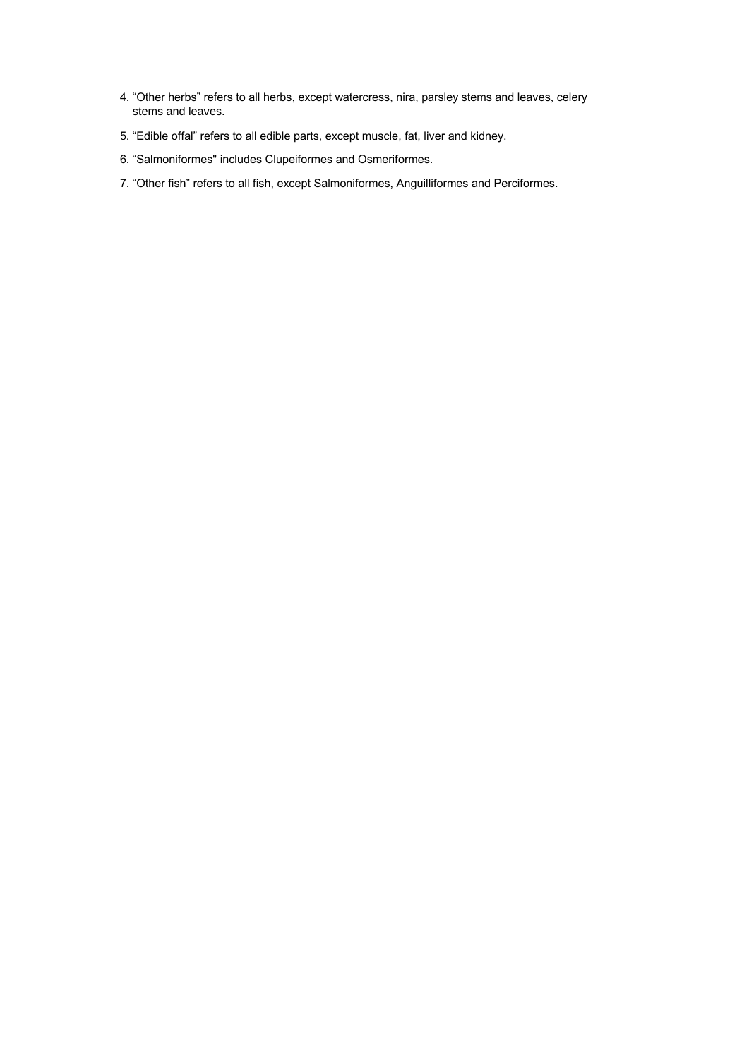4. “Other herbs” refers to all herbs, except watercress, nira, parsley stems and leaves, celery stems and leaves.

5. “Edible offal” refers to all edible parts, except muscle, fat, liver and kidney.

6. “Salmoniformes" includes Clupeiformes and Osmeriformes.

7. “Other fish” refers to all fish, except Salmoniformes, Anguilliformes and Perciformes.